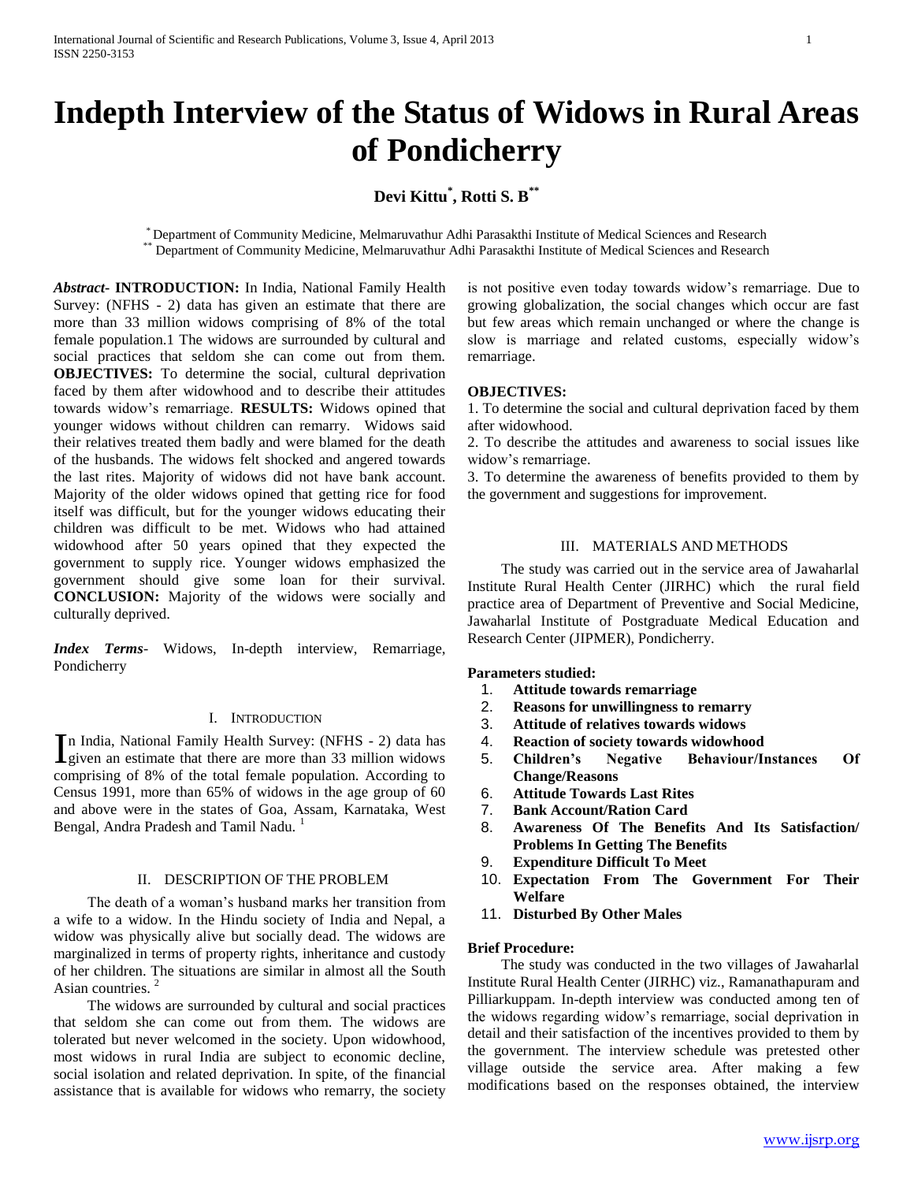# Indepth Interview of the Status of Widows in Rural Areas of Pondicherry

**Devi Kittu[*], Rotti S. B[**]**

[*] Department of Community Medicine, Melmaruvathur Adhi Parasakthi Institute of Medical Sciences and Research
[**] Department of Community Medicine, Melmaruvathur Adhi Parasakthi Institute of Medical Sciences and Research

***Abstract*- INTRODUCTION:** In India, National Family Health Survey: (NFHS - 2) data has given an estimate that there are more than 33 million widows comprising of 8% of the total female population.1 The widows are surrounded by cultural and social practices that seldom she can come out from them. **OBJECTIVES:** To determine the social, cultural deprivation faced by them after widowhood and to describe their attitudes towards widow's remarriage. **RESULTS:** Widows opined that younger widows without children can remary. Widows said their relatives treated them badly and were blamed for the death of the husbands. The widows felt shocked and angered towards the last rites. Majority of widows did not have bank account. Majority of the older widows opined that getting rice for food itself was difficult, but for the younger widows educating their children was difficult to be met. Widows who had attained widowhood after 50 years opined that they expected the government to supply rice. Younger widows emphasized the government should give some loan for their survival. **CONCLUSION:** Majority of the widows were socially and culturally deprived.

***Index Terms***- Widows, In-depth interview, Remarriage, Pondicherry

## I. Introduction

In India, National Family Health Survey: (NFHS - 2) data has given an estimate that there are more than 33 million widows comprising of 8% of the total female population. According to Census 1991, more than 65% of widows in the age group of 60 and above were in the states of Goa, Assam, Karnataka, West Bengal, Andra Pradesh and Tamil Nadu. [1]

## II. Description of the Problem

The death of a woman's husband marks her transition from a wife to a widow. In the Hindu society of India and Nepal, a widow was physically alive but socially dead. The widows are marginalized in terms of property rights, inheritance and custody of her children. The situations are similar in almost all the South Asian countries. [2]

The widows are surrounded by cultural and social practices that seldom she can come out from them. The widows are tolerated but never welcomed in the society. Upon widowhood, most widows in rural India are subject to economic decline, social isolation and related deprivation. In spite, of the financial assistance that is available for widows who remarry, the society is not positive even today towards widow's remarriage. Due to growing globalization, the social changes which occur are fast but few areas which remain unchanged or where the change is slow is marriage and related customs, especially widow's remarriage.

**OBJECTIVES:**

1. To determine the social and cultural deprivation faced by them after widowhood.
2. To describe the attitudes and awareness to social issues like widow's remarriage.
3. To determine the awareness of benefits provided to them by the government and suggestions for improvement.

## III. Materials and Methods

The study was carried out in the service area of Jawaharlal Institute Rural Health Center (JIRHC) which the rural field practice area of Department of Preventive and Social Medicine, Jawaharlal Institute of Postgraduate Medical Education and Research Center (JIPMER), Pondicherry.

**Parameters studied:**

1. **Attitude towards remarriage**
2. **Reasons for unwillingness to remarry**
3. **Attitude of relatives towards widows**
4. **Reaction of society towards widowhood**
5. **Children's Negative Behaviour/Instances Of Change/Reasons**
6. **Attitude Towards Last Rites**
7. **Bank Account/Ration Card**
8. **Awareness Of The Benefits And Its Satisfaction/ Problems In Getting The Benefits**
9. **Expenditure Difficult To Meet**
10. **Expectation From The Government For Their Welfare**
11. **Disturbed By Other Males**

**Brief Procedure:**

The study was conducted in the two villages of Jawaharlal Institute Rural Health Center (JIRHC) viz., Ramanathapuram and Pilliarkuppam. In-depth interview was conducted among ten of the widows regarding widow's remarriage, social deprivation in detail and their satisfaction of the incentives provided to them by the government. The interview schedule was pretested other village outside the service area. After making a few modifications based on the responses obtained, the interview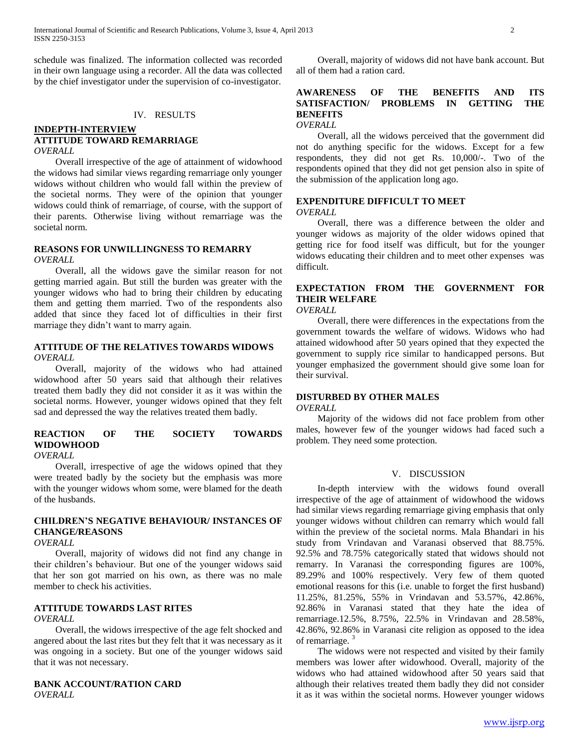schedule was finalized. The information collected was recorded in their own language using a recorder. All the data was collected by the chief investigator under the supervision of co-investigator.

## IV. RESULTS

### INDEPTH-INTERVIEW

### ATTITUDE TOWARD REMARRIAGE

*OVERALL*

Overall irrespective of the age of attainment of widowhood the widows had similar views regarding remarriage only younger widows without children who would fall within the preview of the societal norms. They were of the opinion that younger widows could think of remarriage, of course, with the support of their parents. Otherwise living without remarriage was the societal norm.

### REASONS FOR UNWILLINGNESS TO REMARRY

*OVERALL*

Overall, all the widows gave the similar reason for not getting married again. But still the burden was greater with the younger widows who had to bring their children by educating them and getting them married. Two of the respondents also added that since they faced lot of difficulties in their first marriage they didn't want to marry again.

### ATTITUDE OF THE RELATIVES TOWARDS WIDOWS

*OVERALL*

Overall, majority of the widows who had attained widowhood after 50 years said that although their relatives treated them badly they did not consider it as it was within the societal norms. However, younger widows opined that they felt sad and depressed the way the relatives treated them badly.

### REACTION OF THE SOCIETY TOWARDS WIDOWHOOD

*OVERALL*

Overall, irrespective of age the widows opined that they were treated badly by the society but the emphasis was more with the younger widows whom some, were blamed for the death of the husbands.

### CHILDREN'S NEGATIVE BEHAVIOUR/ INSTANCES OF CHANGE/REASONS

*OVERALL*

Overall, majority of widows did not find any change in their children's behaviour. But one of the younger widows said that her son got married on his own, as there was no male member to check his activities.

### ATTITUDE TOWARDS LAST RITES

*OVERALL*

Overall, the widows irrespective of the age felt shocked and angered about the last rites but they felt that it was necessary as it was ongoing in a society. But one of the younger widows said that it was not necessary.

### BANK ACCOUNT/RATION CARD

*OVERALL*

Overall, majority of widows did not have bank account. But all of them had a ration card.

### AWARENESS OF THE BENEFITS AND ITS SATISFACTION/ PROBLEMS IN GETTING THE BENEFITS

*OVERALL*

Overall, all the widows perceived that the government did not do anything specific for the widows. Except for a few respondents, they did not get Rs. 10,000/-. Two of the respondents opined that they did not get pension also in spite of the submission of the application long ago.

### EXPENDITURE DIFFICULT TO MEET

*OVERALL*

Overall, there was a difference between the older and younger widows as majority of the older widows opined that getting rice for food itself was difficult, but for the younger widows educating their children and to meet other expenses was difficult.

### EXPECTATION FROM THE GOVERNMENT FOR THEIR WELFARE

*OVERALL*

Overall, there were differences in the expectations from the government towards the welfare of widows. Widows who had attained widowhood after 50 years opined that they expected the government to supply rice similar to handicapped persons. But younger emphasized the government should give some loan for their survival.

### DISTURBED BY OTHER MALES

*OVERALL*

Majority of the widows did not face problem from other males, however few of the younger widows had faced such a problem. They need some protection.

## V. DISCUSSION

In-depth interview with the widows found overall irrespective of the age of attainment of widowhood the widows had similar views regarding remarriage giving emphasis that only younger widows without children can remarry which would fall within the preview of the societal norms. Mala Bhandari in his study from Vrindavan and Varanasi observed that 88.75%. 92.5% and 78.75% categorically stated that widows should not remarry. In Varanasi the corresponding figures are 100%, 89.29% and 100% respectively. Very few of them quoted emotional reasons for this (i.e. unable to forget the first husband) 11.25%, 81.25%, 55% in Vrindavan and 53.57%, 42.86%, 92.86% in Varanasi stated that they hate the idea of remarriage.12.5%, 8.75%, 22.5% in Vrindavan and 28.58%, 42.86%, 92.86% in Varanasi cite religion as opposed to the idea of remarriage. [3]

The widows were not respected and visited by their family members was lower after widowhood. Overall, majority of the widows who had attained widowhood after 50 years said that although their relatives treated them badly they did not consider it as it was within the societal norms. However younger widows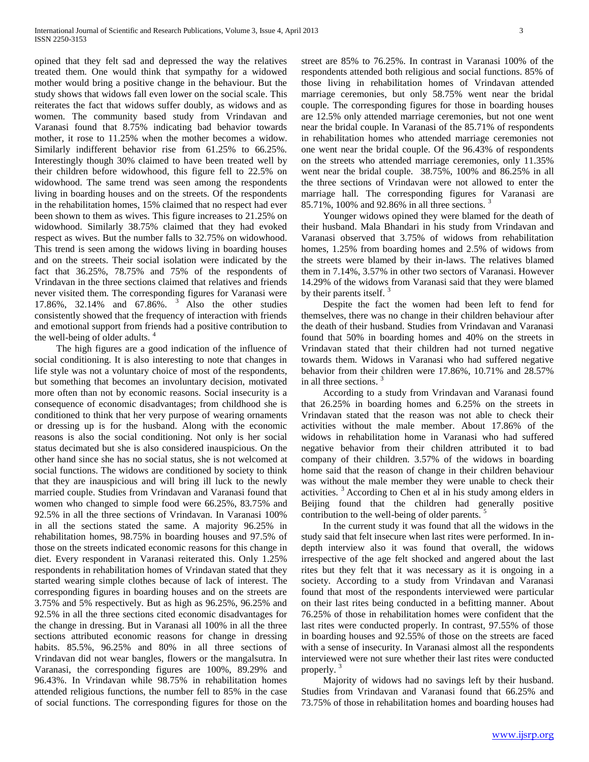opined that they felt sad and depressed the way the relatives treated them. One would think that sympathy for a widowed mother would bring a positive change in the behaviour. But the study shows that widows fall even lower on the social scale. This reiterates the fact that widows suffer doubly, as widows and as women. The community based study from Vrindavan and Varanasi found that 8.75% indicating bad behavior towards mother, it rose to 11.25% when the mother becomes a widow. Similarly indifferent behavior rise from 61.25% to 66.25%. Interestingly though 30% claimed to have been treated well by their children before widowhood, this figure fell to 22.5% on widowhood. The same trend was seen among the respondents living in boarding houses and on the streets. Of the respondents in the rehabilitation homes, 15% claimed that no respect had ever been shown to them as wives. This figure increases to 21.25% on widowhood. Similarly 38.75% claimed that they had evoked respect as wives. But the number falls to 32.75% on widowhood. This trend is seen among the widows living in boarding houses and on the streets. Their social isolation were indicated by the fact that 36.25%, 78.75% and 75% of the respondents of Vrindavan in the three sections claimed that relatives and friends never visited them. The corresponding figures for Varanasi were 17.86%, 32.14% and 67.86%. [3] Also the other studies consistently showed that the frequency of interaction with friends and emotional support from friends had a positive contribution to the well-being of older adults. [4]

The high figures are a good indication of the influence of social conditioning. It is also interesting to note that changes in life style was not a voluntary choice of most of the respondents, but something that becomes an involuntary decision, motivated more often than not by economic reasons. Social insecurity is a consequence of economic disadvantages; from childhood she is conditioned to think that her very purpose of wearing ornaments or dressing up is for the husband. Along with the economic reasons is also the social conditioning. Not only is her social status decimated but she is also considered inauspicious. On the other hand since she has no social status, she is not welcomed at social functions. The widows are conditioned by society to think that they are inauspicious and will bring ill luck to the newly married couple. Studies from Vrindavan and Varanasi found that women who changed to simple food were 66.25%, 83.75% and 92.5% in all the three sections of Vrindavan. In Varanasi 100% in all the sections stated the same. A majority 96.25% in rehabilitation homes, 98.75% in boarding houses and 97.5% of those on the streets indicated economic reasons for this change in diet. Every respondent in Varanasi reiterated this. Only 1.25% respondents in rehabilitation homes of Vrindavan stated that they started wearing simple clothes because of lack of interest. The corresponding figures in boarding houses and on the streets are 3.75% and 5% respectively. But as high as 96.25%, 96.25% and 92.5% in all the three sections cited economic disadvantages for the change in dressing. But in Varanasi all 100% in all the three sections attributed economic reasons for change in dressing habits. 85.5%, 96.25% and 80% in all three sections of Vrindavan did not wear bangles, flowers or the mangalsutra. In Varanasi, the corresponding figures are 100%, 89.29% and 96.43%. In Vrindavan while 98.75% in rehabilitation homes attended religious functions, the number fell to 85% in the case of social functions. The corresponding figures for those on the street are 85% to 76.25%. In contrast in Varanasi 100% of the respondents attended both religious and social functions. 85% of those living in rehabilitation homes of Vrindavan attended marriage ceremonies, but only 58.75% went near the bridal couple. The corresponding figures for those in boarding houses are 12.5% only attended marriage ceremonies, but not one went near the bridal couple. In Varanasi of the 85.71% of respondents in rehabilitation homes who attended marriage ceremonies not one went near the bridal couple. Of the 96.43% of respondents on the streets who attended marriage ceremonies, only 11.35% went near the bridal couple. 38.75%, 100% and 86.25% in all the three sections of Vrindavan were not allowed to enter the marriage hall. The corresponding figures for Varanasi are 85.71%, 100% and 92.86% in all three sections. [3]

Younger widows opined they were blamed for the death of their husband. Mala Bhandari in his study from Vrindavan and Varanasi observed that 3.75% of widows from rehabilitation homes, 1.25% from boarding homes and 2.5% of widows from the streets were blamed by their in-laws. The relatives blamed them in 7.14%, 3.57% in other two sectors of Varanasi. However 14.29% of the widows from Varanasi said that they were blamed by their parents itself. [3]

Despite the fact the women had been left to fend for themselves, there was no change in their children behaviour after the death of their husband. Studies from Vrindavan and Varanasi found that 50% in boarding homes and 40% on the streets in Vrindavan stated that their children had not turned negative towards them. Widows in Varanasi who had suffered negative behavior from their children were 17.86%, 10.71% and 28.57% in all three sections. [3]

According to a study from Vrindavan and Varanasi found that 26.25% in boarding homes and 6.25% on the streets in Vrindavan stated that the reason was not able to check their activities without the male member. About 17.86% of the widows in rehabilitation home in Varanasi who had suffered negative behavior from their children attributed it to bad company of their children. 3.57% of the widows in boarding home said that the reason of change in their children behaviour was without the male member they were unable to check their activities. [3] According to Chen et al in his study among elders in Beijing found that the children had generally positive contribution to the well-being of older parents. [5]

In the current study it was found that all the widows in the study said that felt insecure when last rites were performed. In in-depth interview also it was found that overall, the widows irrespective of the age felt shocked and angered about the last rites but they felt that it was necessary as it is ongoing in a society. According to a study from Vrindavan and Varanasi found that most of the respondents interviewed were particular on their last rites being conducted in a befitting manner. About 76.25% of those in rehabilitation homes were confident that the last rites were conducted properly. In contrast, 97.55% of those in boarding houses and 92.55% of those on the streets are faced with a sense of insecurity. In Varanasi almost all the respondents interviewed were not sure whether their last rites were conducted properly. [3]

Majority of widows had no savings left by their husband. Studies from Vrindavan and Varanasi found that 66.25% and 73.75% of those in rehabilitation homes and boarding houses had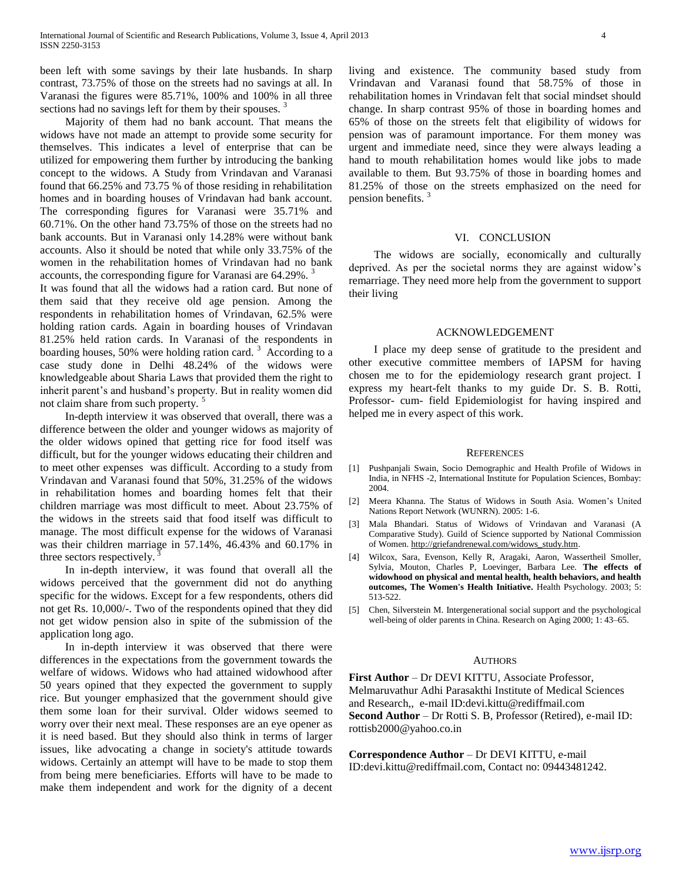been left with some savings by their late husbands. In sharp contrast, 73.75% of those on the streets had no savings at all. In Varanasi the figures were 85.71%, 100% and 100% in all three sections had no savings left for them by their spouses. [3]

Majority of them had no bank account. That means the widows have not made an attempt to provide some security for themselves. This indicates a level of enterprise that can be utilized for empowering them further by introducing the banking concept to the widows. A Study from Vrindavan and Varanasi found that 66.25% and 73.75 % of those residing in rehabilitation homes and in boarding houses of Vrindavan had bank account. The corresponding figures for Varanasi were 35.71% and 60.71%. On the other hand 73.75% of those on the streets had no bank accounts. But in Varanasi only 14.28% were without bank accounts. Also it should be noted that while only 33.75% of the women in the rehabilitation homes of Vrindavan had no bank accounts, the corresponding figure for Varanasi are 64.29%. [3]

It was found that all the widows had a ration card. But none of them said that they receive old age pension. Among the respondents in rehabilitation homes of Vrindavan, 62.5% were holding ration cards. Again in boarding houses of Vrindavan 81.25% held ration cards. In Varanasi of the respondents in boarding houses, 50% were holding ration card. [3] According to a case study done in Delhi 48.24% of the widows were knowledgeable about Sharia Laws that provided them the right to inherit parent's and husband's property. But in reality women did not claim share from such property. [5]

In-depth interview it was observed that overall, there was a difference between the older and younger widows as majority of the older widows opined that getting rice for food itself was difficult, but for the younger widows educating their children and to meet other expenses was difficult. According to a study from Vrindavan and Varanasi found that 50%, 31.25% of the widows in rehabilitation homes and boarding homes felt that their children marriage was most difficult to meet. About 23.75% of the widows in the streets said that food itself was difficult to manage. The most difficult expense for the widows of Varanasi was their children marriage in 57.14%, 46.43% and 60.17% in three sectors respectively. [3]

In in-depth interview, it was found that overall all the widows perceived that the government did not do anything specific for the widows. Except for a few respondents, others did not get Rs. 10,000/-. Two of the respondents opined that they did not get widow pension also in spite of the submission of the application long ago.

In in-depth interview it was observed that there were differences in the expectations from the government towards the welfare of widows. Widows who had attained widowhood after 50 years opined that they expected the government to supply rice. But younger emphasized that the government should give them some loan for their survival. Older widows seemed to worry over their next meal. These responses are an eye opener as it is need based. But they should also think in terms of larger issues, like advocating a change in society's attitude towards widows. Certainly an attempt will have to be made to stop them from being mere beneficiaries. Efforts will have to be made to make them independent and work for the dignity of a decent living and existence. The community based study from Vrindavan and Varanasi found that 58.75% of those in rehabilitation homes in Vrindavan felt that social mindset should change. In sharp contrast 95% of those in boarding homes and 65% of those on the streets felt that eligibility of widows for pension was of paramount importance. For them money was urgent and immediate need, since they were always leading a hand to mouth rehabilitation homes would like jobs to made available to them. But 93.75% of those in boarding homes and 81.25% of those on the streets emphasized on the need for pension benefits. [3]

## VI. CONCLUSION

The widows are socially, economically and culturally deprived. As per the societal norms they are against widow's remarriage. They need more help from the government to support their living

## ACKNOWLEDGEMENT

I place my deep sense of gratitude to the president and other executive committee members of IAPSM for having chosen me to for the epidemiology research grant project. I express my heart-felt thanks to my guide Dr. S. B. Rotti, Professor- cum- field Epidemiologist for having inspired and helped me in every aspect of this work.

## REFERENCES

[1] Pushpanjali Swain, Socio Demographic and Health Profile of Widows in India, in NFHS -2, International Institute for Population Sciences, Bombay: 2004.

[2] Meera Khanna. The Status of Widows in South Asia. Women's United Nations Report Network (WUNRN). 2005: 1-6.

[3] Mala Bhandari. Status of Widows of Vrindavan and Varanasi (A Comparative Study). Guild of Science supported by National Commission of Women. http://griefandrenewal.com/widows_study.htm.

[4] Wilcox, Sara, Evenson, Kelly R, Aragaki, Aaron, Wassertheil Smoller, Sylvia, Mouton, Charles P, Loevinger, Barbara Lee. **The effects of widowhood on physical and mental health, health behaviors, and health outcomes, The Women's Health Initiative.** Health Psychology. 2003; 5: 513-522.

[5] Chen, Silverstein M. Intergenerational social support and the psychological well-being of older parents in China. Research on Aging 2000; 1: 43–65.

## AUTHORS

**First Author** – Dr DEVI KITTU, Associate Professor, Melmaruvathur Adhi Parasakthi Institute of Medical Sciences and Research,, e-mail ID:devi.kittu@rediffmail.com

**Second Author** – Dr Rotti S. B, Professor (Retired), e-mail ID: rottisb2000@yahoo.co.in

**Correspondence Author** – Dr DEVI KITTU, e-mail ID:devi.kittu@rediffmail.com, Contact no: 09443481242.